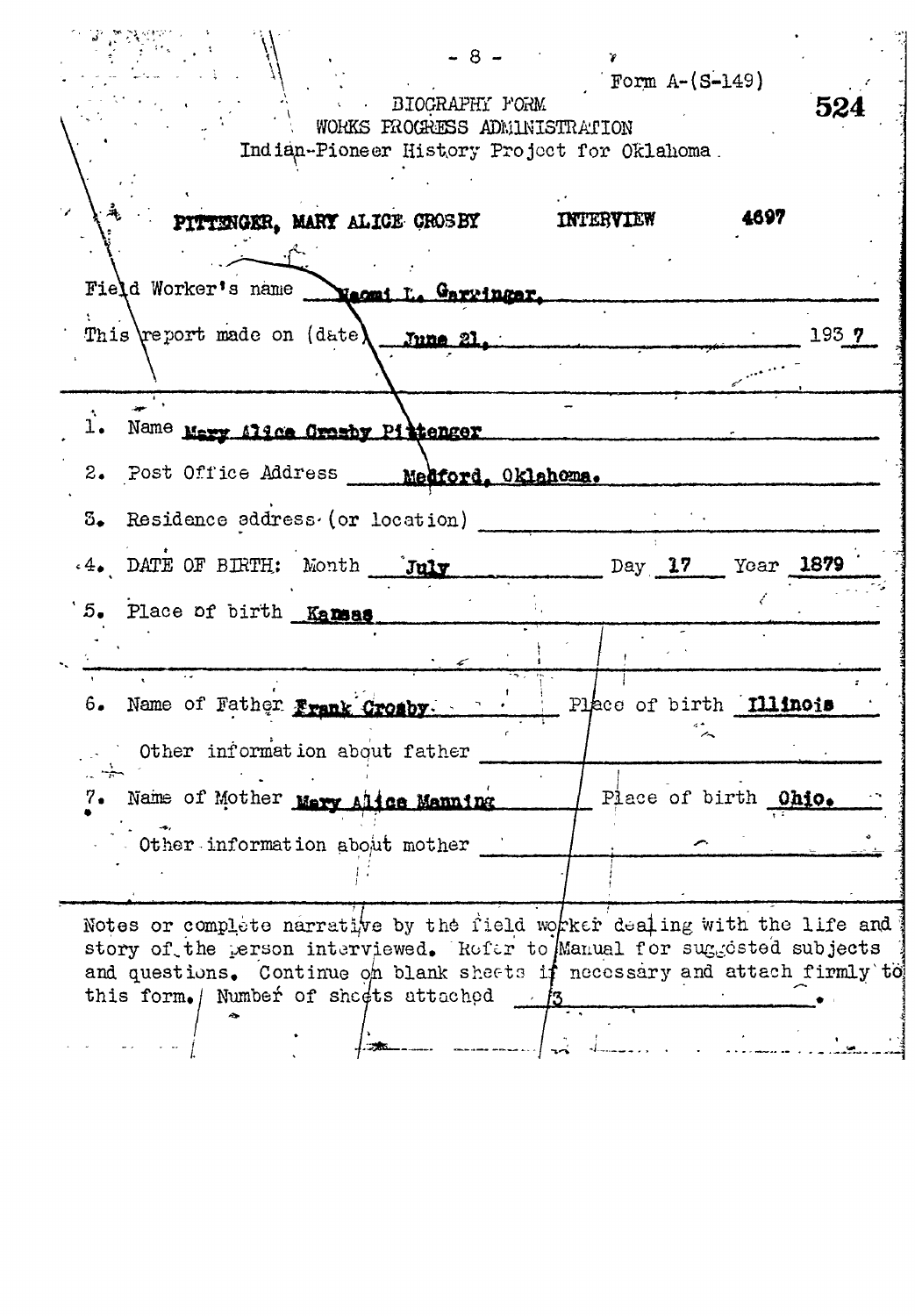Form A-(S-149)

BIOGRAPHY FORM
WORKS PROGRESS ADMINISTRATION
Indian-Pioneer History Project for Oklahoma.

524

PITTENGER, MARY ALICE CROSBY  INTERVIEW  4697

Field Worker's name Naomi L. Garringer.

This report made on (date) June 21, 1937

1. Name Mary Alice Crosby Pittenger

2. Post Office Address Medford, Oklahoma.

3. Residence address (or location)

4. DATE OF BIRTH: Month July Day 17 Year 1879

5. Place of birth Kansas

6. Name of Father Frank Crosby. Place of birth Illinois

Other information about father

7. Name of Mother Mary Alice Manning Place of birth Ohio.

Other information about mother

Notes or complete narrative by the field worker dealing with the life and story of the person interviewed. Refer to Manual for suggested subjects and questions. Continue on blank sheets if necessary and attach firmly to this form. Number of sheets attached 3.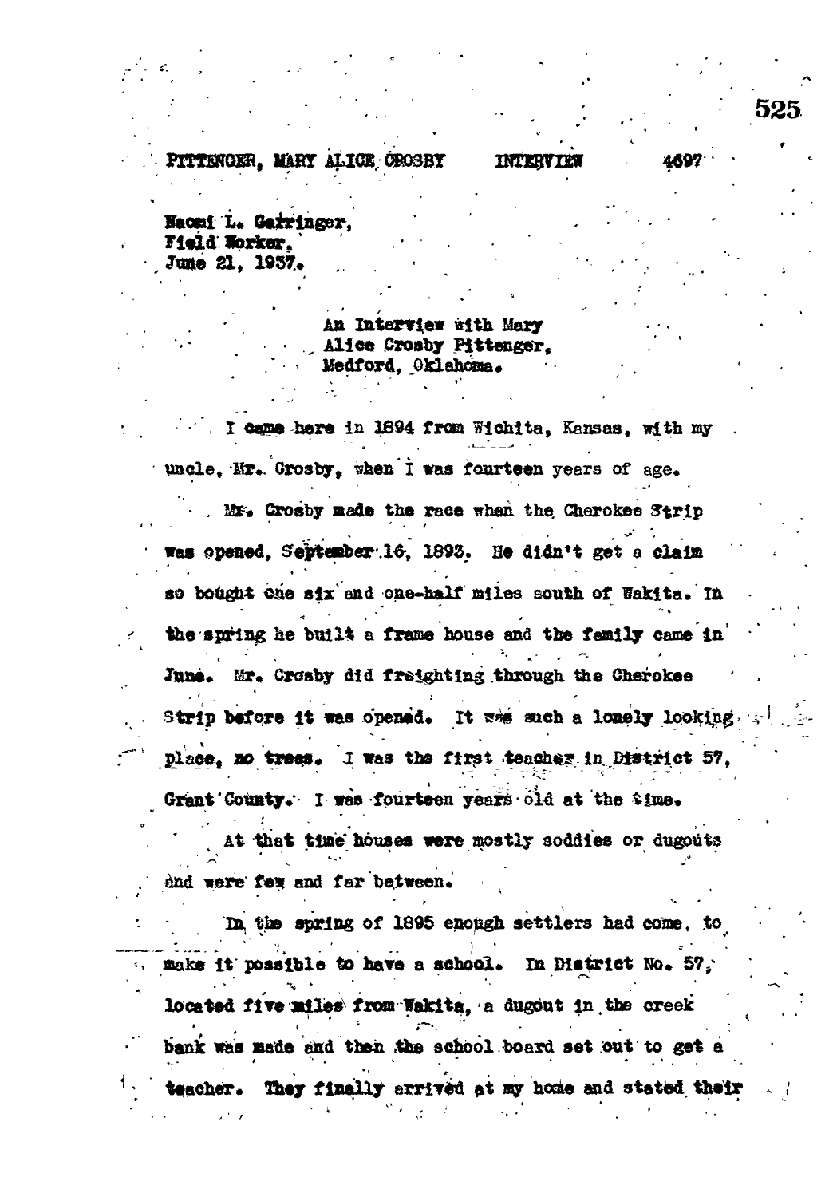PITTENGER, MARY ALICE CROSBY INTERVIEW 4697

Naomi L. Garringer,
Field Worker,
June 21, 1937.

An Interview with Mary
Alice Crosby Pittenger,
Medford, Oklahoma.

I came here in 1894 from Wichita, Kansas, with my uncle, Mr. Crosby, when I was fourteen years of age.

Mr. Crosby made the race when the Cherokee Strip was opened, September 16, 1893. He didn't get a claim so bought one six and one-half miles south of Wakita. In the spring he built a frame house and the family came in June. Mr. Crosby did freighting through the Cherokee Strip before it was opened. It was such a lonely looking place, no trees. I was the first teacher in District 57, Grant County. I was fourteen years old at the time.

At that time houses were mostly soddies or dugouts and were few and far between.

In the spring of 1895 enough settlers had come, to make it possible to have a school. In District No. 57, located five miles from Wakita, a dugout in the creek bank was made and then the school board set out to get a teacher. They finally arrived at my home and stated their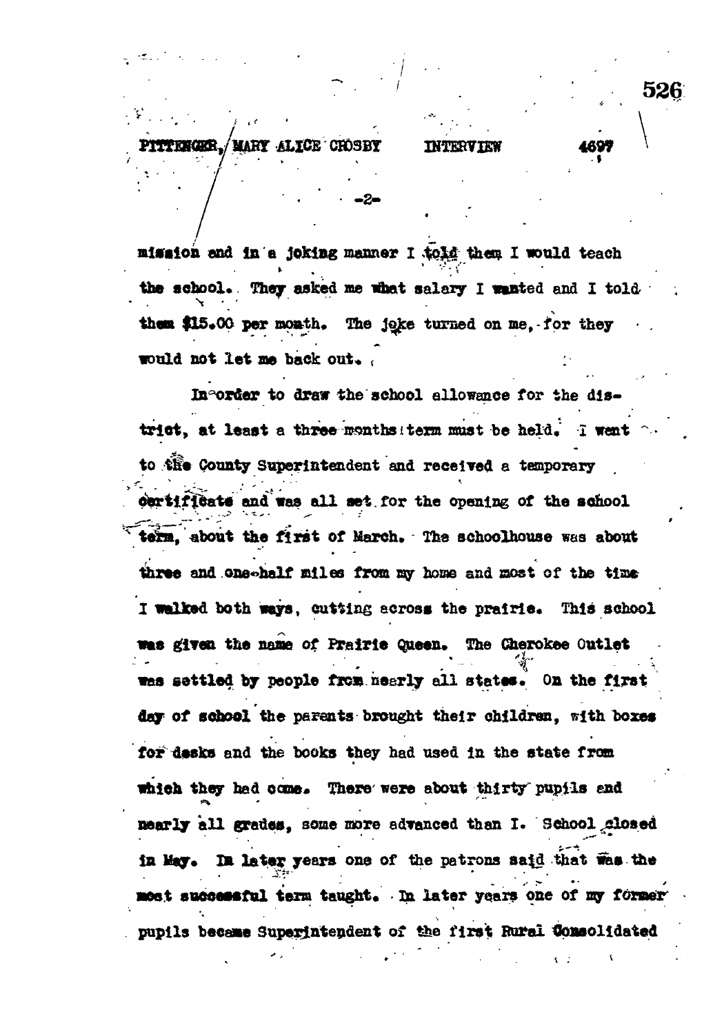mission and in a joking manner I told them I would teach the school. They asked me what salary I wanted and I told them $15.00 per month. The joke turned on me, for they would not let me back out.

In order to draw the school allowance for the district, at least a three months term must be held. I went to the County Superintendent and received a temporary certificate and was all set for the opening of the school term, about the first of March. The schoolhouse was about three and one-half miles from my home and most of the time I walked both ways, cutting across the prairie. This school was given the name of Prairie Queen. The Cherokee Outlet was settled by people from nearly all states. On the first day of school the parents brought their children, with boxes for desks and the books they had used in the state from which they had come. There were about thirty pupils and nearly all grades, some more advanced than I. School closed in May. In later years one of the patrons said that was the most successful term taught. In later years one of my former pupils became Superintendent of the first Rural Consolidated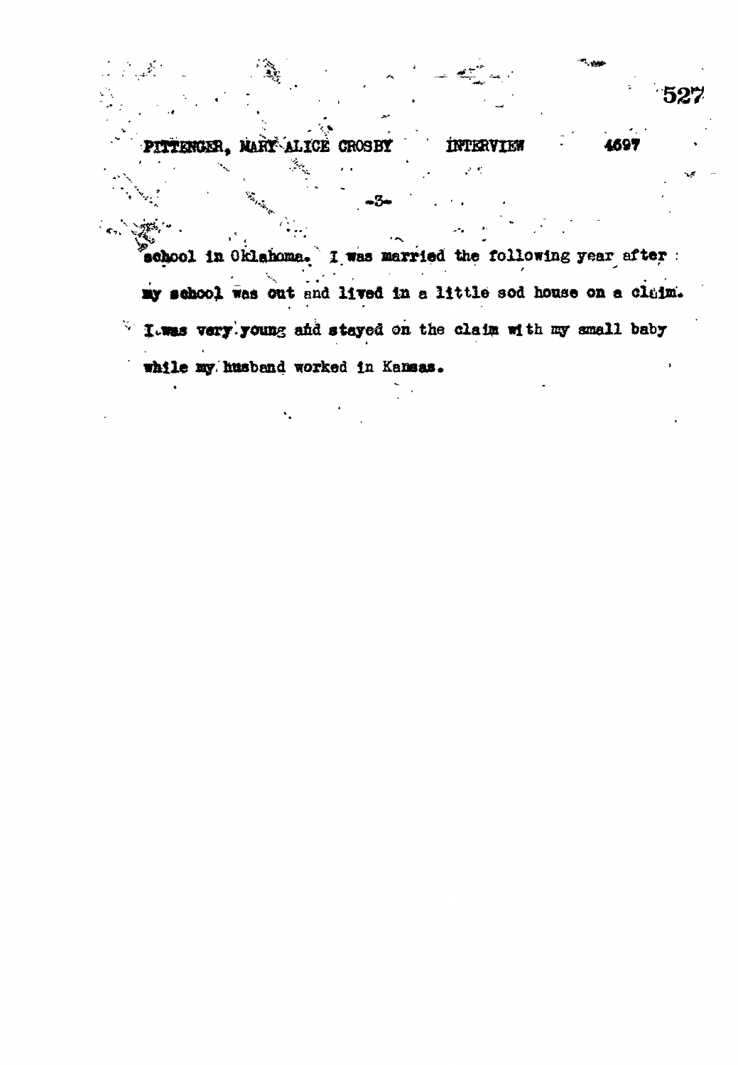school in Oklahoma. I was married the following year after my school was out and lived in a little sod house on a claim. I was very young and stayed on the claim with my small baby while my husband worked in Kansas.